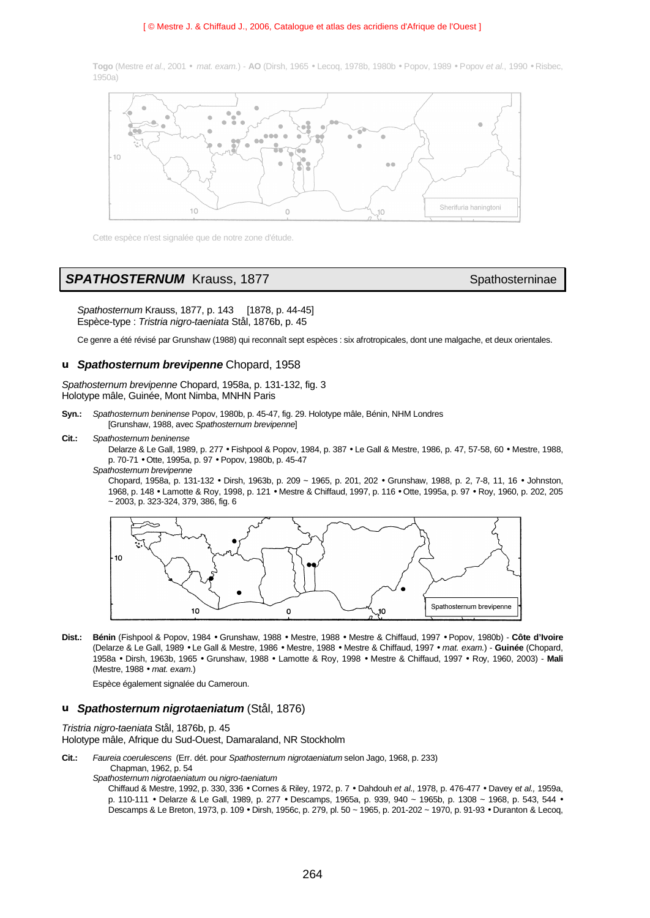**Togo** (Mestre *et al.*, 2001 • *mat. exam.*) - **AO** (Dirsh, 1965 • Lecoq, 1978b, 1980b • Popov, 1989 • Popov *et al.*, 1990 • Risbec, 1950a)

Cette espèce n'est signalée que de notre zone d'étude.

## *SPATHOSTERNUM* Krauss, 1877 — Spathosterninae

*Spathosternum* Krauss, 1877, p. 143 [1878, p. 44-45]
Espèce-type : *Tristria nigro-taeniata* Stål, 1876b, p. 45

Ce genre a été révisé par Grunshaw (1988) qui reconnaît sept espèces : six afrotropicales, dont une malgache, et deux orientales.

### u *Spathosternum brevipenne* Chopard, 1958

*Spathosternum brevipenne* Chopard, 1958a, p. 131-132, fig. 3
Holotype mâle, Guinée, Mont Nimba, MNHN Paris

**Syn.:** *Spathosternum beninense* Popov, 1980b, p. 45-47, fig. 29. Holotype mâle, Bénin, NHM Londres
[Grunshaw, 1988, avec *Spathosternum brevipenne*]

**Cit.:** *Spathosternum beninense*
Delarze & Le Gall, 1989, p. 277 • Fishpool & Popov, 1984, p. 387 • Le Gall & Mestre, 1986, p. 47, 57-58, 60 • Mestre, 1988, p. 70-71 • Otte, 1995a, p. 97 • Popov, 1980b, p. 45-47
*Spathosternum brevipenne*
Chopard, 1958a, p. 131-132 • Dirsh, 1963b, p. 209 ~ 1965, p. 201, 202 • Grunshaw, 1988, p. 2, 7-8, 11, 16 • Johnston, 1968, p. 148 • Lamotte & Roy, 1998, p. 121 • Mestre & Chiffaud, 1997, p. 116 • Otte, 1995a, p. 97 • Roy, 1960, p. 202, 205 ~ 2003, p. 323-324, 379, 386, fig. 6

**Dist.:** **Bénin** (Fishpool & Popov, 1984 • Grunshaw, 1988 • Mestre, 1988 • Mestre & Chiffaud, 1997 • Popov, 1980b) - **Côte d'Ivoire** (Delarze & Le Gall, 1989 • Le Gall & Mestre, 1986 • Mestre, 1988 • Mestre & Chiffaud, 1997 • *mat. exam.*) - **Guinée** (Chopard, 1958a • Dirsh, 1963b, 1965 • Grunshaw, 1988 • Lamotte & Roy, 1998 • Mestre & Chiffaud, 1997 • Roy, 1960, 2003) - **Mali** (Mestre, 1988 • *mat. exam.*)

Espèce également signalée du Cameroun.

### u *Spathosternum nigrotaeniatum* (Stål, 1876)

*Tristria nigro-taeniata* Stål, 1876b, p. 45
Holotype mâle, Afrique du Sud-Ouest, Damaraland, NR Stockholm

**Cit.:** *Faureia coerulescens* (Err. dét. pour *Spathosternum nigrotaeniatum* selon Jago, 1968, p. 233)
Chapman, 1962, p. 54
*Spathosternum nigrotaeniatum* ou *nigro-taeniatum*
Chiffaud & Mestre, 1992, p. 330, 336 • Cornes & Riley, 1972, p. 7 • Dahdouh *et al.*, 1978, p. 476-477 • Davey *et al.,* 1959a, p. 110-111 • Delarze & Le Gall, 1989, p. 277 • Descamps, 1965a, p. 939, 940 ~ 1965b, p. 1308 ~ 1968, p. 543, 544 • Descamps & Le Breton, 1973, p. 109 • Dirsh, 1956c, p. 279, pl. 50 ~ 1965, p. 201-202 ~ 1970, p. 91-93 • Duranton & Lecoq,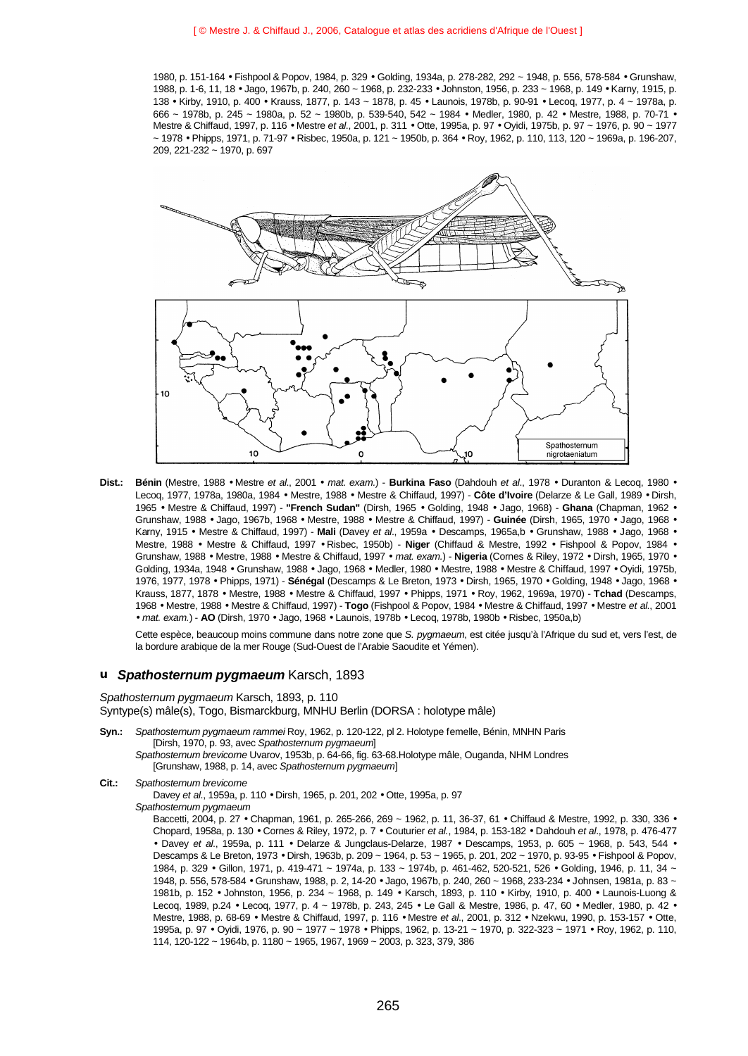1980, p. 151-164 • Fishpool & Popov, 1984, p. 329 • Golding, 1934a, p. 278-282, 292 ~ 1948, p. 556, 578-584 • Grunshaw, 1988, p. 1-6, 11, 18 • Jago, 1967b, p. 240, 260 ~ 1968, p. 232-233 • Johnston, 1956, p. 233 ~ 1968, p. 149 • Karny, 1915, p. 138 • Kirby, 1910, p. 400 • Krauss, 1877, p. 143 ~ 1878, p. 45 • Launois, 1978b, p. 90-91 • Lecoq, 1977, p. 4 ~ 1978a, p. 666 ~ 1978b, p. 245 ~ 1980a, p. 52 ~ 1980b, p. 539-540, 542 ~ 1984 • Medler, 1980, p. 42 • Mestre, 1988, p. 70-71 • Mestre & Chiffaud, 1997, p. 116 • Mestre *et al.*, 2001, p. 311 • Otte, 1995a, p. 97 • Oyidi, 1975b, p. 97 ~ 1976, p. 90 ~ 1977 ~ 1978 • Phipps, 1971, p. 71-97 • Risbec, 1950a, p. 121 ~ 1950b, p. 364 • Roy, 1962, p. 110, 113, 120 ~ 1969a, p. 196-207, 209, 221-232 ~ 1970, p. 697

Spathosternum nigrotaeniatum

**Dist.:** **Bénin** (Mestre, 1988 • Mestre *et al.*, 2001 • *mat. exam.*) - **Burkina Faso** (Dahdouh *et al.*, 1978 • Duranton & Lecoq, 1980 • Lecoq, 1977, 1978a, 1980a, 1984 • Mestre, 1988 • Mestre & Chiffaud, 1997) - **Côte d'Ivoire** (Delarze & Le Gall, 1989 • Dirsh, 1965 • Mestre & Chiffaud, 1997) - **"French Sudan"** (Dirsh, 1965 • Golding, 1948 • Jago, 1968) - **Ghana** (Chapman, 1962 • Grunshaw, 1988 • Jago, 1967b, 1968 • Mestre, 1988 • Mestre & Chiffaud, 1997) - **Guinée** (Dirsh, 1965, 1970 • Jago, 1968 • Karny, 1915 • Mestre & Chiffaud, 1997) - **Mali** (Davey *et al.*, 1959a • Descamps, 1965a,b • Grunshaw, 1988 • Jago, 1968 • Mestre, 1988 • Mestre & Chiffaud, 1997 • Risbec, 1950b) - **Niger** (Chiffaud & Mestre, 1992 • Fishpool & Popov, 1984 • Grunshaw, 1988 • Mestre, 1988 • Mestre & Chiffaud, 1997 • *mat. exam.*) - **Nigeria** (Cornes & Riley, 1972 • Dirsh, 1965, 1970 • Golding, 1934a, 1948 • Grunshaw, 1988 • Jago, 1968 • Medler, 1980 • Mestre, 1988 • Mestre & Chiffaud, 1997 • Oyidi, 1975b, 1976, 1977, 1978 • Phipps, 1971) - **Sénégal** (Descamps & Le Breton, 1973 • Dirsh, 1965, 1970 • Golding, 1948 • Jago, 1968 • Krauss, 1877, 1878 • Mestre, 1988 • Mestre & Chiffaud, 1997 • Phipps, 1971 • Roy, 1962, 1969a, 1970) - **Tchad** (Descamps, 1968 • Mestre, 1988 • Mestre & Chiffaud, 1997) - **Togo** (Fishpool & Popov, 1984 • Mestre & Chiffaud, 1997 • Mestre *et al.*, 2001 • *mat. exam.*) - **AO** (Dirsh, 1970 • Jago, 1968 • Launois, 1978b • Lecoq, 1978b, 1980b • Risbec, 1950a,b)

Cette espèce, beaucoup moins commune dans notre zone que *S. pygmaeum*, est citée jusqu'à l'Afrique du sud et, vers l'est, de la bordure arabique de la mer Rouge (Sud-Ouest de l'Arabie Saoudite et Yémen).

## *Spathosternum pygmaeum* Karsch, 1893

*Spathosternum pygmaeum* Karsch, 1893, p. 110
Syntype(s) mâle(s), Togo, Bismarckburg, MNHU Berlin (DORSA : holotype mâle)

**Syn.:** *Spathosternum pygmaeum rammei* Roy, 1962, p. 120-122, pl 2. Holotype femelle, Bénin, MNHN Paris
[Dirsh, 1970, p. 93, avec *Spathosternum pygmaeum*]
*Spathosternum brevicorne* Uvarov, 1953b, p. 64-66, fig. 63-68.Holotype mâle, Ouganda, NHM Londres
[Grunshaw, 1988, p. 14, avec *Spathosternum pygmaeum*]

**Cit.:** *Spathosternum brevicorne*
Davey *et al.*, 1959a, p. 110 • Dirsh, 1965, p. 201, 202 • Otte, 1995a, p. 97
*Spathosternum pygmaeum*
Baccetti, 2004, p. 27 • Chapman, 1961, p. 265-266, 269 ~ 1962, p. 11, 36-37, 61 • Chiffaud & Mestre, 1992, p. 330, 336 • Chopard, 1958a, p. 130 • Cornes & Riley, 1972, p. 7 • Couturier *et al.*, 1984, p. 153-182 • Dahdouh *et al.*, 1978, p. 476-477 • Davey *et al.*, 1959a, p. 111 • Delarze & Jungclaus-Delarze, 1987 • Descamps, 1953, p. 605 ~ 1968, p. 543, 544 • Descamps & Le Breton, 1973 • Dirsh, 1963b, p. 209 ~ 1964, p. 53 ~ 1965, p. 201, 202 ~ 1970, p. 93-95 • Fishpool & Popov, 1984, p. 329 • Gillon, 1971, p. 419-471 ~ 1974a, p. 133 ~ 1974b, p. 461-462, 520-521, 526 • Golding, 1946, p. 11, 34 ~ 1948, p. 556, 578-584 • Grunshaw, 1988, p. 2, 14-20 • Jago, 1967b, p. 240, 260 ~ 1968, 233-234 • Johnsen, 1981a, p. 83 ~ 1981b, p. 152 • Johnston, 1956, p. 234 ~ 1968, p. 149 • Karsch, 1893, p. 110 • Kirby, 1910, p. 400 • Launois-Luong & Lecoq, 1989, p.24 • Lecoq, 1977, p. 4 ~ 1978b, p. 243, 245 • Le Gall & Mestre, 1986, p. 47, 60 • Medler, 1980, p. 42 • Mestre, 1988, p. 68-69 • Mestre & Chiffaud, 1997, p. 116 • Mestre *et al.*, 2001, p. 312 • Nzekwu, 1990, p. 153-157 • Otte, 1995a, p. 97 • Oyidi, 1976, p. 90 ~ 1977 ~ 1978 • Phipps, 1962, p. 13-21 ~ 1970, p. 322-323 ~ 1971 • Roy, 1962, p. 110, 114, 120-122 ~ 1964b, p. 1180 ~ 1965, 1967, 1969 ~ 2003, p. 323, 379, 386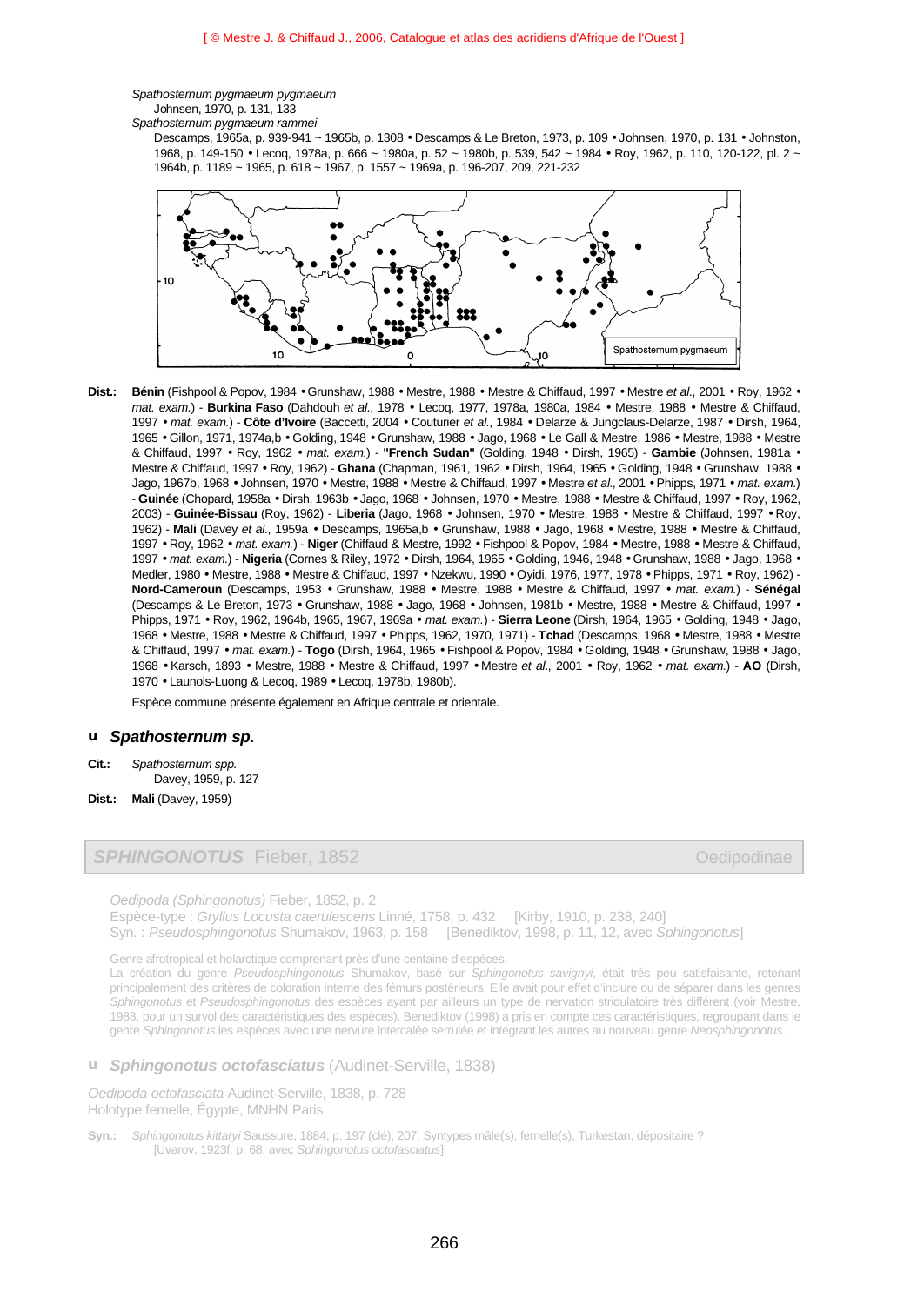*Spathosternum pygmaeum pygmaeum*
Johnsen, 1970, p. 131, 133
*Spathosternum pygmaeum rammei*
Descamps, 1965a, p. 939-941 ~ 1965b, p. 1308 • Descamps & Le Breton, 1973, p. 109 • Johnsen, 1970, p. 131 • Johnston, 1968, p. 149-150 • Lecoq, 1978a, p. 666 ~ 1980a, p. 52 ~ 1980b, p. 539, 542 ~ 1984 • Roy, 1962, p. 110, 120-122, pl. 2 ~ 1964b, p. 1189 ~ 1965, p. 618 ~ 1967, p. 1557 ~ 1969a, p. 196-207, 209, 221-232

10
10
0
10
Spathosternum pygmaeum

**Dist.:** **Bénin** (Fishpool & Popov, 1984 • Grunshaw, 1988 • Mestre, 1988 • Mestre & Chiffaud, 1997 • Mestre *et al.*, 2001 • Roy, 1962 • *mat. exam.*) - **Burkina Faso** (Dahdouh *et al.*, 1978 • Lecoq, 1977, 1978a, 1980a, 1984 • Mestre, 1988 • Mestre & Chiffaud, 1997 • *mat. exam.*) - **Côte d'Ivoire** (Baccetti, 2004 • Couturier *et al.*, 1984 • Delarze & Jungclaus-Delarze, 1987 • Dirsh, 1964, 1965 • Gillon, 1971, 1974a,b • Golding, 1948 • Grunshaw, 1988 • Jago, 1968 • Le Gall & Mestre, 1986 • Mestre, 1988 • Mestre & Chiffaud, 1997 • Roy, 1962 • *mat. exam.*) - **"French Sudan"** (Golding, 1948 • Dirsh, 1965) - **Gambie** (Johnsen, 1981a • Mestre & Chiffaud, 1997 • Roy, 1962) - **Ghana** (Chapman, 1961, 1962 • Dirsh, 1964, 1965 • Golding, 1948 • Grunshaw, 1988 • Jago, 1967b, 1968 • Johnsen, 1970 • Mestre, 1988 • Mestre & Chiffaud, 1997 • Mestre *et al.*, 2001 • Phipps, 1971 • *mat. exam.*) - **Guinée** (Chopard, 1958a • Dirsh, 1963b • Jago, 1968 • Johnsen, 1970 • Mestre, 1988 • Mestre & Chiffaud, 1997 • Roy, 1962, 2003) - **Guinée-Bissau** (Roy, 1962) - **Liberia** (Jago, 1968 • Johnsen, 1970 • Mestre, 1988 • Mestre & Chiffaud, 1997 • Roy, 1962) - **Mali** (Davey *et al.*, 1959a • Descamps, 1965a,b • Grunshaw, 1988 • Jago, 1968 • Mestre, 1988 • Mestre & Chiffaud, 1997 • Roy, 1962 • *mat. exam.*) - **Niger** (Chiffaud & Mestre, 1992 • Fishpool & Popov, 1984 • Mestre, 1988 • Mestre & Chiffaud, 1997 • *mat. exam.*) - **Nigeria** (Cornes & Riley, 1972 • Dirsh, 1964, 1965 • Golding, 1946, 1948 • Grunshaw, 1988 • Jago, 1968 • Medler, 1980 • Mestre, 1988 • Mestre & Chiffaud, 1997 • Nzekwu, 1990 • Oyidi, 1976, 1977, 1978 • Phipps, 1971 • Roy, 1962) - **Nord-Cameroun** (Descamps, 1953 • Grunshaw, 1988 • Mestre, 1988 • Mestre & Chiffaud, 1997 • *mat. exam.*) - **Sénégal** (Descamps & Le Breton, 1973 • Grunshaw, 1988 • Jago, 1968 • Johnsen, 1981b • Mestre, 1988 • Mestre & Chiffaud, 1997 • Phipps, 1971 • Roy, 1962, 1964b, 1965, 1967, 1969a • *mat. exam.*) - **Sierra Leone** (Dirsh, 1964, 1965 • Golding, 1948 • Jago, 1968 • Mestre, 1988 • Mestre & Chiffaud, 1997 • Phipps, 1962, 1970, 1971) - **Tchad** (Descamps, 1968 • Mestre, 1988 • Mestre & Chiffaud, 1997 • *mat. exam.*) - **Togo** (Dirsh, 1964, 1965 • Fishpool & Popov, 1984 • Golding, 1948 • Grunshaw, 1988 • Jago, 1968 • Karsch, 1893 • Mestre, 1988 • Mestre & Chiffaud, 1997 • Mestre *et al.*, 2001 • Roy, 1962 • *mat. exam.*) - **AO** (Dirsh, 1970 • Launois-Luong & Lecoq, 1989 • Lecoq, 1978b, 1980b).

Espèce commune présente également en Afrique centrale et orientale.

### *Spathosternum sp.*

**Cit.:** *Spathosternum spp.*
Davey, 1959, p. 127

**Dist.:** **Mali** (Davey, 1959)

## *SPHINGONOTUS* Fieber, 1852 — Oedipodinae

*Oedipoda (Sphingonotus)* Fieber, 1852, p. 2
Espèce-type : *Gryllus Locusta caerulescens* Linné, 1758, p. 432 [Kirby, 1910, p. 238, 240]
Syn. : *Pseudosphingonotus* Shumakov, 1963, p. 158 [Benediktov, 1998, p. 11, 12, avec *Sphingonotus*]

Genre afrotropical et holarctique comprenant près d'une centaine d'espèces.
La création du genre *Pseudosphingonotus* Shumakov, basé sur *Sphingonotus savignyi*, était très peu satisfaisante, retenant principalement des critères de coloration interne des fémurs postérieurs. Elle avait pour effet d'inclure ou de séparer dans les genres *Sphingonotus* et *Pseudosphingonotus* des espèces ayant par ailleurs un type de nervation stridulatoire très différent (voir Mestre, 1988, pour un survol des caractéristiques des espèces). Benediktov (1998) a pris en compte ces caractéristiques, regroupant dans le genre *Sphingonotus* les espèces avec une nervure intercalée serrulée et intégrant les autres au nouveau genre *Neosphingonotus*.

### *Sphingonotus octofasciatus* (Audinet-Serville, 1838)

*Oedipoda octofasciata* Audinet-Serville, 1838, p. 728
Holotype femelle, Égypte, MNHN Paris

**Syn.:** *Sphingonotus kittaryi* Saussure, 1884, p. 197 (clé), 207. Syntypes mâle(s), femelle(s), Turkestan, dépositaire ?
[Uvarov, 1923f, p. 68, avec *Sphingonotus octofasciatus*]